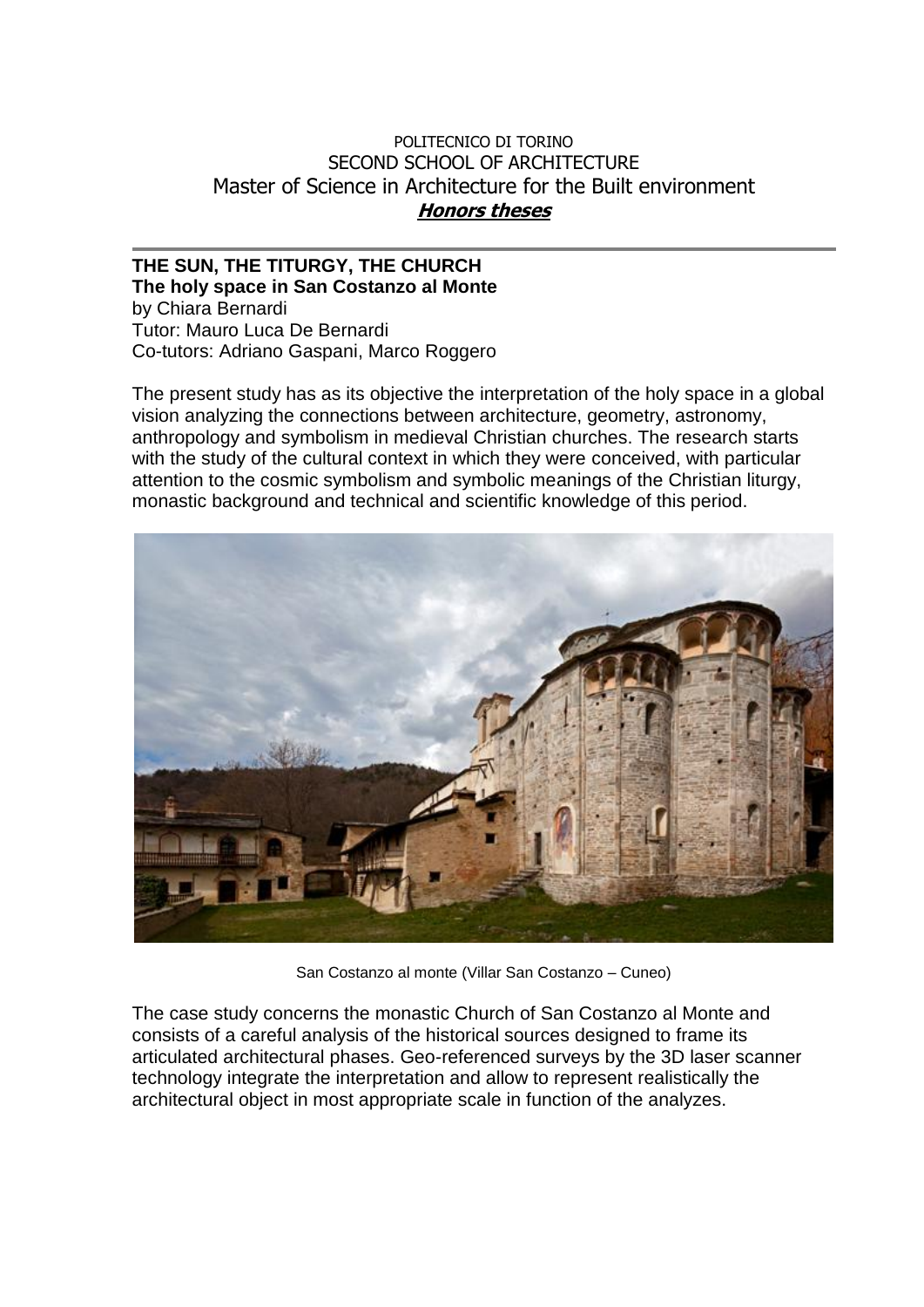POLITECNICO DI TORINO
SECOND SCHOOL OF ARCHITECTURE
Master of Science in Architecture for the Built environment
***Honors theses***

---

## THE SUN, THE TITURGY, THE CHURCH
### The holy space in San Costanzo al Monte

by Chiara Bernardi
Tutor: Mauro Luca De Bernardi
Co-tutors: Adriano Gaspani, Marco Roggero

The present study has as its objective the interpretation of the holy space in a global vision analyzing the connections between architecture, geometry, astronomy, anthropology and symbolism in medieval Christian churches. The research starts with the study of the cultural context in which they were conceived, with particular attention to the cosmic symbolism and symbolic meanings of the Christian liturgy, monastic background and technical and scientific knowledge of this period.

San Costanzo al monte (Villar San Costanzo – Cuneo)

The case study concerns the monastic Church of San Costanzo al Monte and consists of a careful analysis of the historical sources designed to frame its articulated architectural phases. Geo-referenced surveys by the 3D laser scanner technology integrate the interpretation and allow to represent realistically the architectural object in most appropriate scale in function of the analyzes.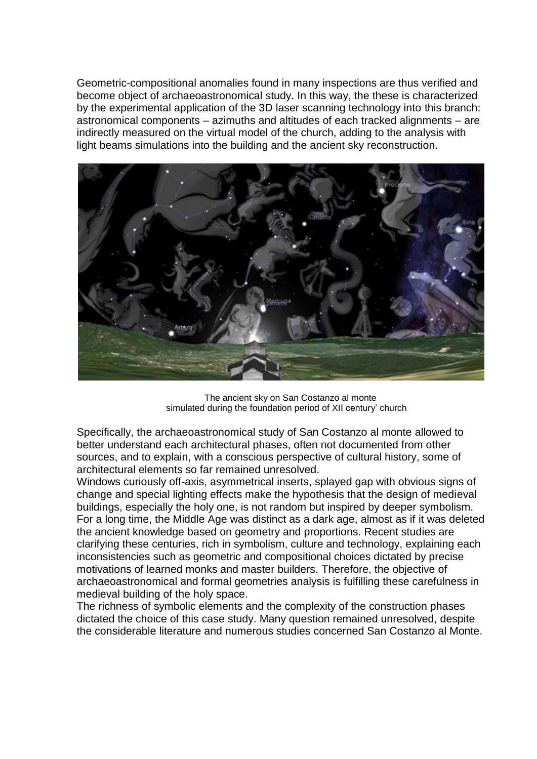Geometric-compositional anomalies found in many inspections are thus verified and become object of archaeoastronomical study. In this way, the these is characterized by the experimental application of the 3D laser scanning technology into this branch: astronomical components – azimuths and altitudes of each tracked alignments – are indirectly measured on the virtual model of the church, adding to the analysis with light beams simulations into the building and the ancient sky reconstruction.

The ancient sky on San Costanzo al monte
simulated during the foundation period of XII century' church

Specifically, the archaeoastronomical study of San Costanzo al monte allowed to better understand each architectural phases, often not documented from other sources, and to explain, with a conscious perspective of cultural history, some of architectural elements so far remained unresolved.
Windows curiously off-axis, asymmetrical inserts, splayed gap with obvious signs of change and special lighting effects make the hypothesis that the design of medieval buildings, especially the holy one, is not random but inspired by deeper symbolism. For a long time, the Middle Age was distinct as a dark age, almost as if it was deleted the ancient knowledge based on geometry and proportions. Recent studies are clarifying these centuries, rich in symbolism, culture and technology, explaining each inconsistencies such as geometric and compositional choices dictated by precise motivations of learned monks and master builders. Therefore, the objective of archaeoastronomical and formal geometries analysis is fulfilling these carefulness in medieval building of the holy space.
The richness of symbolic elements and the complexity of the construction phases dictated the choice of this case study. Many question remained unresolved, despite the considerable literature and numerous studies concerned San Costanzo al Monte.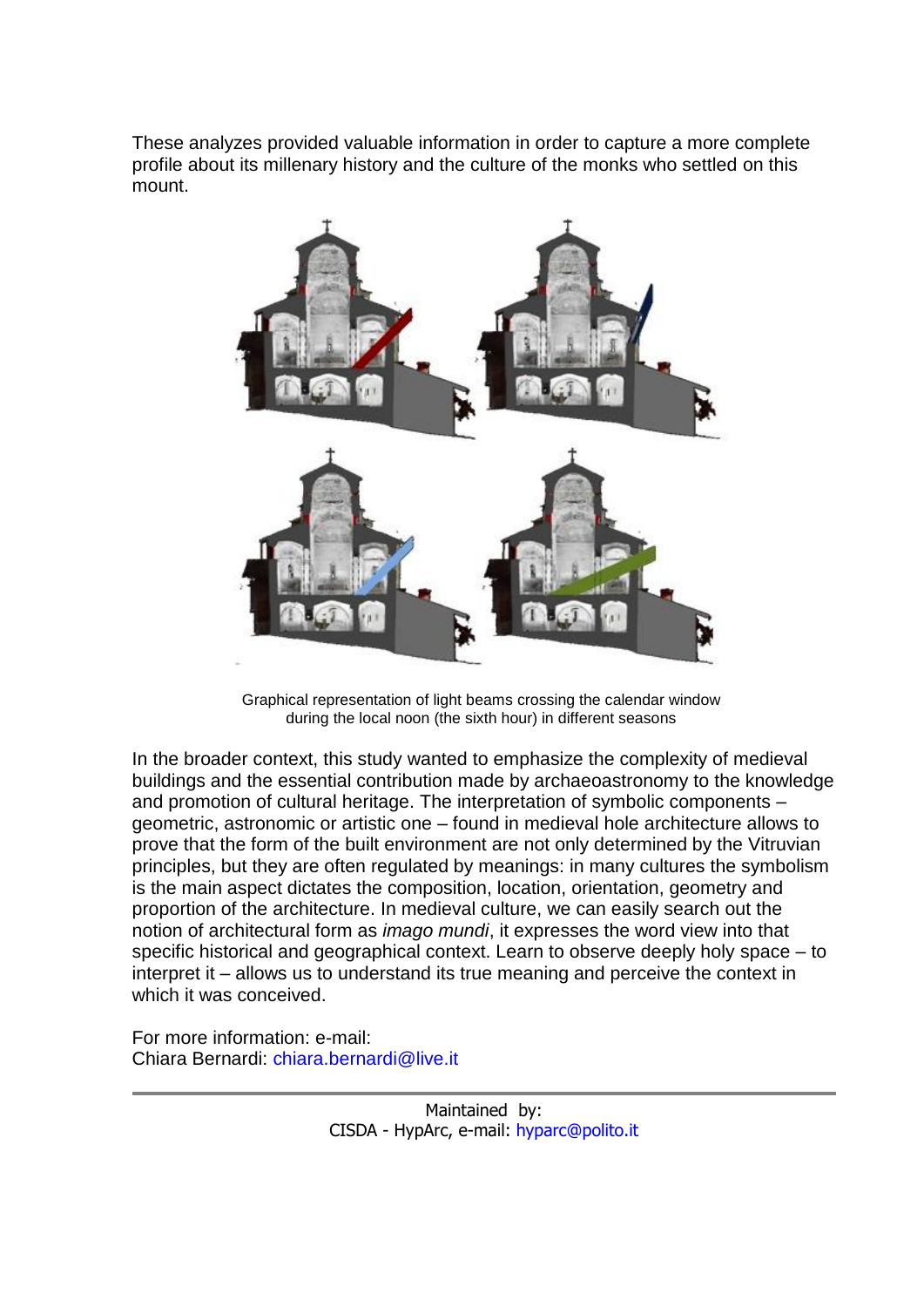These analyzes provided valuable information in order to capture a more complete profile about its millenary history and the culture of the monks who settled on this mount.

Graphical representation of light beams crossing the calendar window during the local noon (the sixth hour) in different seasons

In the broader context, this study wanted to emphasize the complexity of medieval buildings and the essential contribution made by archaeoastronomy to the knowledge and promotion of cultural heritage. The interpretation of symbolic components – geometric, astronomic or artistic one – found in medieval hole architecture allows to prove that the form of the built environment are not only determined by the Vitruvian principles, but they are often regulated by meanings: in many cultures the symbolism is the main aspect dictates the composition, location, orientation, geometry and proportion of the architecture. In medieval culture, we can easily search out the notion of architectural form as *imago mundi*, it expresses the word view into that specific historical and geographical context. Learn to observe deeply holy space – to interpret it – allows us to understand its true meaning and perceive the context in which it was conceived.

For more information: e-mail:
Chiara Bernardi: chiara.bernardi@live.it

---

Maintained by:
CISDA - HypArc, e-mail: hyparc@polito.it